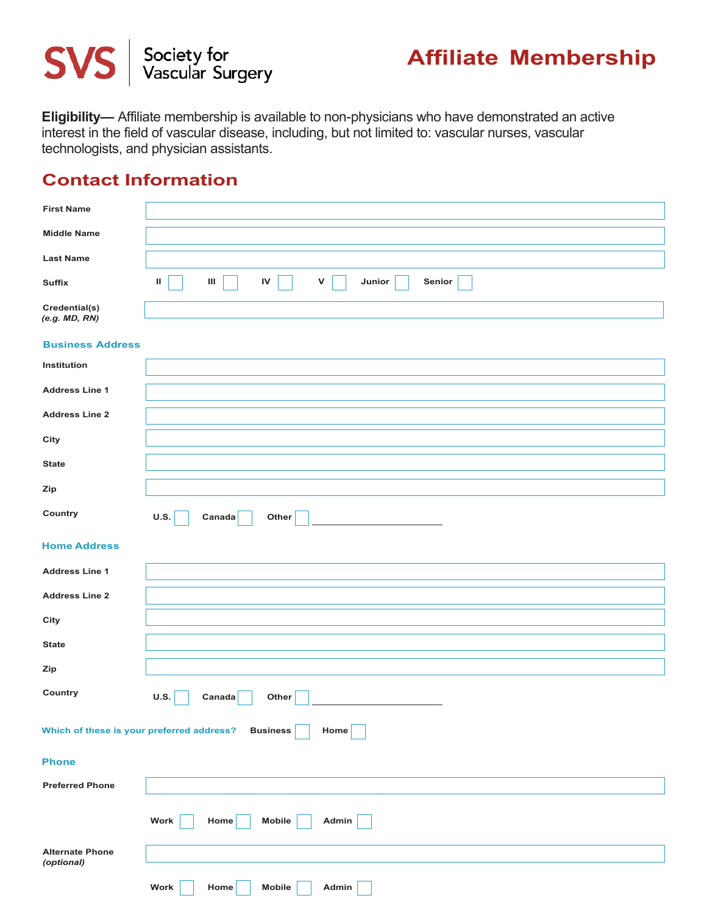SVS | Society for Vascular Surgery

# Affiliate Membership

**Eligibility—** Affiliate membership is available to non-physicians who have demonstrated an active interest in the field of vascular disease, including, but not limited to: vascular nurses, vascular technologists, and physician assistants.

## Contact Information

**First Name**

**Middle Name**

**Last Name**

**Suffix** II ☐ III ☐ IV ☐ V ☐ Junior ☐ Senior ☐

**Credential(s)**
***(e.g. MD, RN)***

### Business Address

**Institution**

**Address Line 1**

**Address Line 2**

**City**

**State**

**Zip**

**Country** U.S. ☐ Canada ☐ Other ☐ ____________________

### Home Address

**Address Line 1**

**Address Line 2**

**City**

**State**

**Zip**

**Country** U.S. ☐ Canada ☐ Other ☐ ____________________

**Which of these is your preferred address?** Business ☐ Home ☐

### Phone

**Preferred Phone**

Work ☐ Home ☐ Mobile ☐ Admin ☐

**Alternate Phone**
***(optional)***

Work ☐ Home ☐ Mobile ☐ Admin ☐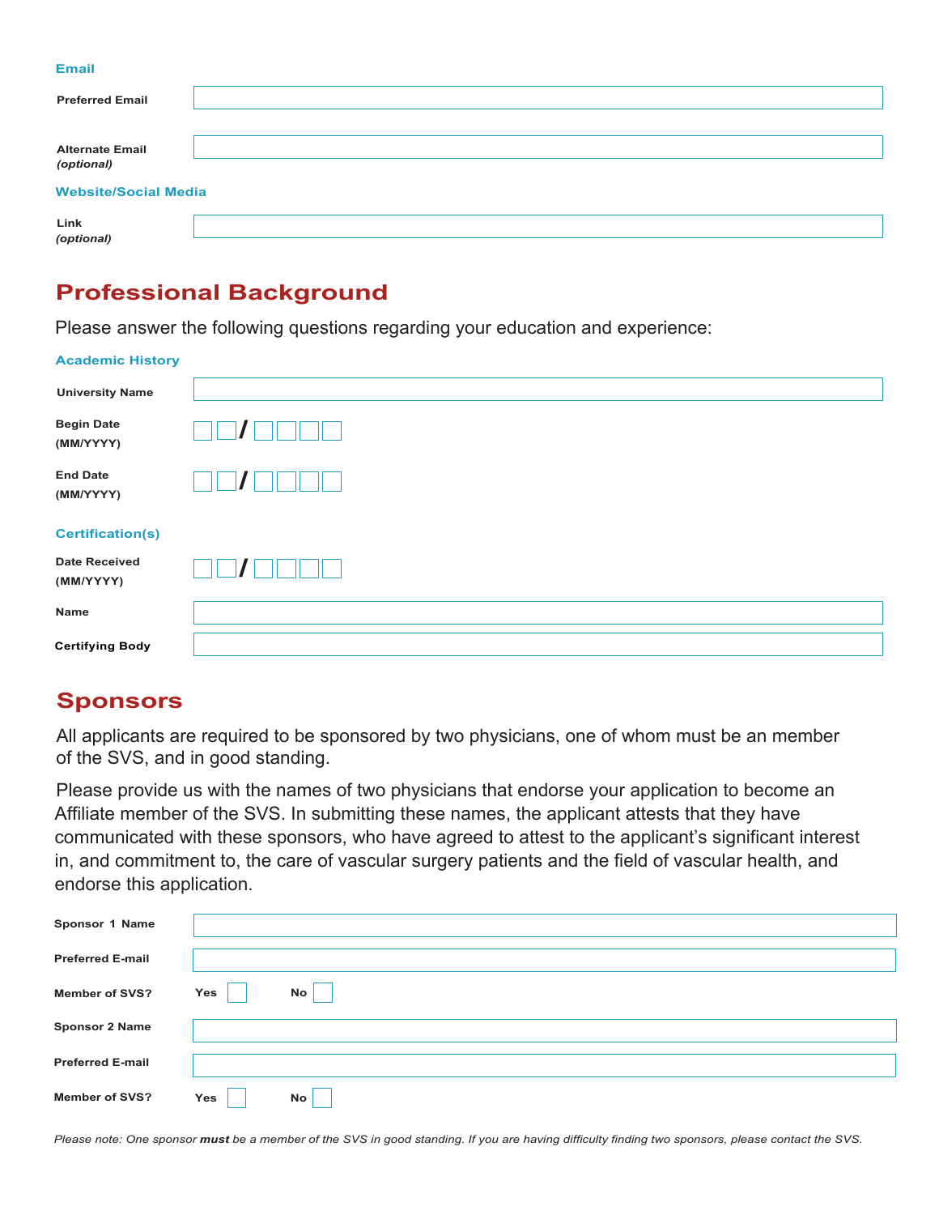### Email

**Preferred Email**

**Alternate Email**
***(optional)***

### Website/Social Media

**Link**
***(optional)***

## Professional Background

Please answer the following questions regarding your education and experience:

### Academic History

**University Name**

**Begin Date**
**(MM/YYYY)**

/

**End Date**
**(MM/YYYY)**

/

### Certification(s)

**Date Received**
**(MM/YYYY)**

/

**Name**

**Certifying Body**

## Sponsors

All applicants are required to be sponsored by two physicians, one of whom must be an member of the SVS, and in good standing.

Please provide us with the names of two physicians that endorse your application to become an Affiliate member of the SVS. In submitting these names, the applicant attests that they have communicated with these sponsors, who have agreed to attest to the applicant's significant interest in, and commitment to, the care of vascular surgery patients and the field of vascular health, and endorse this application.

**Sponsor 1 Name**

**Preferred E-mail**

**Member of SVS?** **Yes** ☐ **No** ☐

**Sponsor 2 Name**

**Preferred E-mail**

**Member of SVS?** **Yes** ☐ **No** ☐

*Please note: One sponsor **must** be a member of the SVS in good standing. If you are having difficulty finding two sponsors, please contact the SVS.*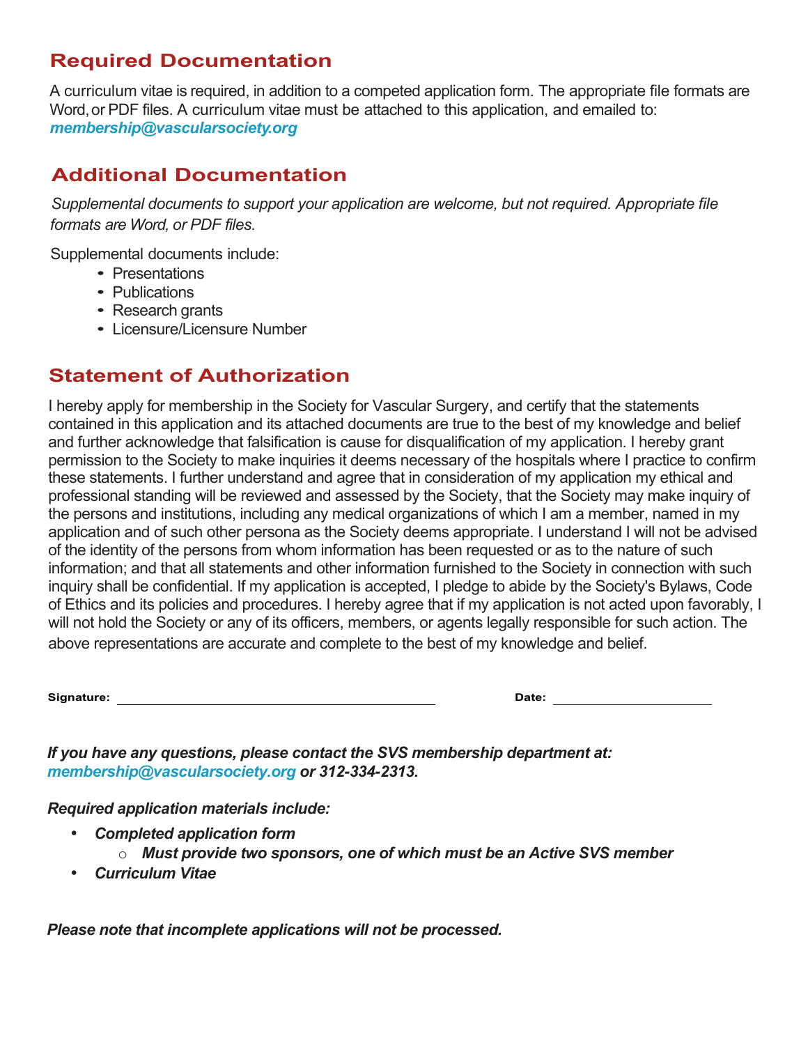## Required Documentation

A curriculum vitae is required, in addition to a competed application form. The appropriate file formats are Word, or PDF files. A curriculum vitae must be attached to this application, and emailed to: ***membership@vascularsociety.org***

## Additional Documentation

*Supplemental documents to support your application are welcome, but not required. Appropriate file formats are Word, or PDF files.*

Supplemental documents include:

- Presentations
- Publications
- Research grants
- Licensure/Licensure Number

## Statement of Authorization

I hereby apply for membership in the Society for Vascular Surgery, and certify that the statements contained in this application and its attached documents are true to the best of my knowledge and belief and further acknowledge that falsification is cause for disqualification of my application. I hereby grant permission to the Society to make inquiries it deems necessary of the hospitals where I practice to confirm these statements. I further understand and agree that in consideration of my application my ethical and professional standing will be reviewed and assessed by the Society, that the Society may make inquiry of the persons and institutions, including any medical organizations of which I am a member, named in my application and of such other persona as the Society deems appropriate. I understand I will not be advised of the identity of the persons from whom information has been requested or as to the nature of such information; and that all statements and other information furnished to the Society in connection with such inquiry shall be confidential. If my application is accepted, I pledge to abide by the Society's Bylaws, Code of Ethics and its policies and procedures. I hereby agree that if my application is not acted upon favorably, I will not hold the Society or any of its officers, members, or agents legally responsible for such action. The above representations are accurate and complete to the best of my knowledge and belief.

**Signature:** ______________________________ **Date:** ________________

***If you have any questions, please contact the SVS membership department at: membership@vascularsociety.org or 312-334-2313.***

***Required application materials include:***

- ***Completed application form***
  - ***Must provide two sponsors, one of which must be an Active SVS member***
- ***Curriculum Vitae***

***Please note that incomplete applications will not be processed.***